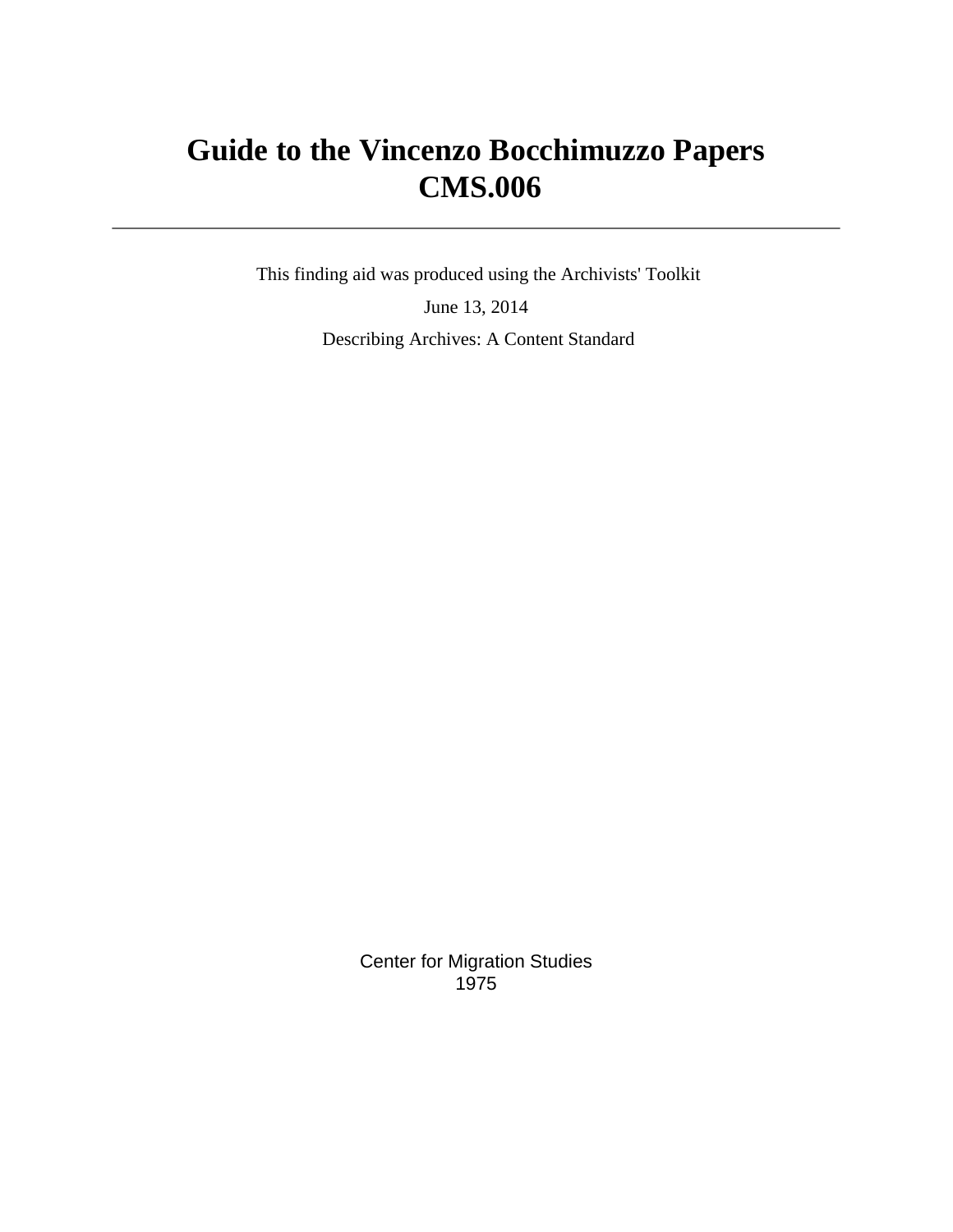# Guide to the Vincenzo Bocchimuzzo Papers CMS.006

---

This finding aid was produced using the Archivists' Toolkit

June 13, 2014

Describing Archives: A Content Standard

Center for Migration Studies
1975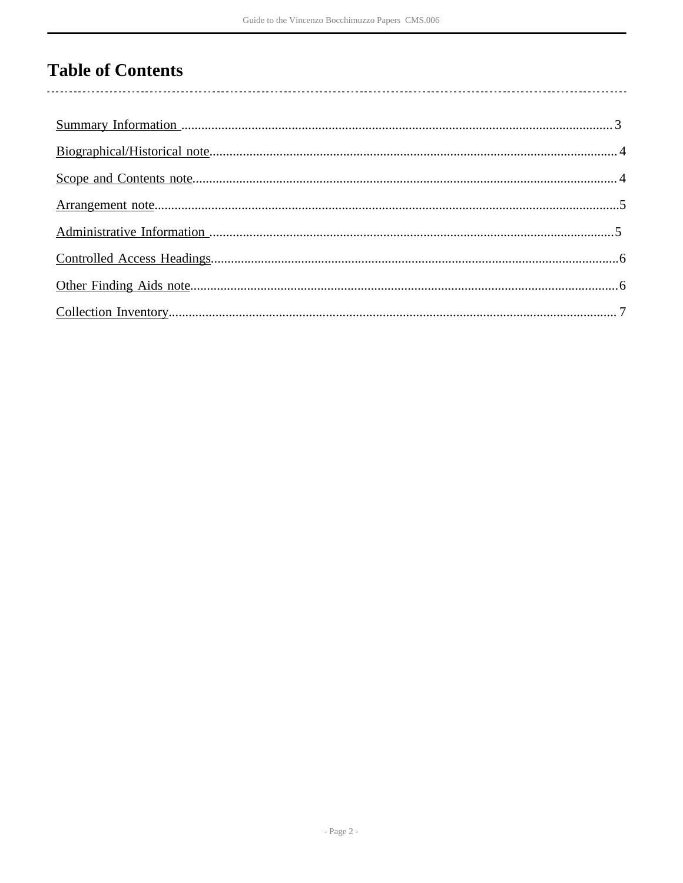# Table of Contents

- Summary Information ..................................................................................................................... 3
- Biographical/Historical note........................................................................................................... 4
- Scope and Contents note................................................................................................................. 4
- Arrangement note............................................................................................................................ 5
- Administrative Information ........................................................................................................... 5
- Controlled Access Headings........................................................................................................... 6
- Other Finding Aids note.................................................................................................................. 6
- Collection Inventory........................................................................................................................ 7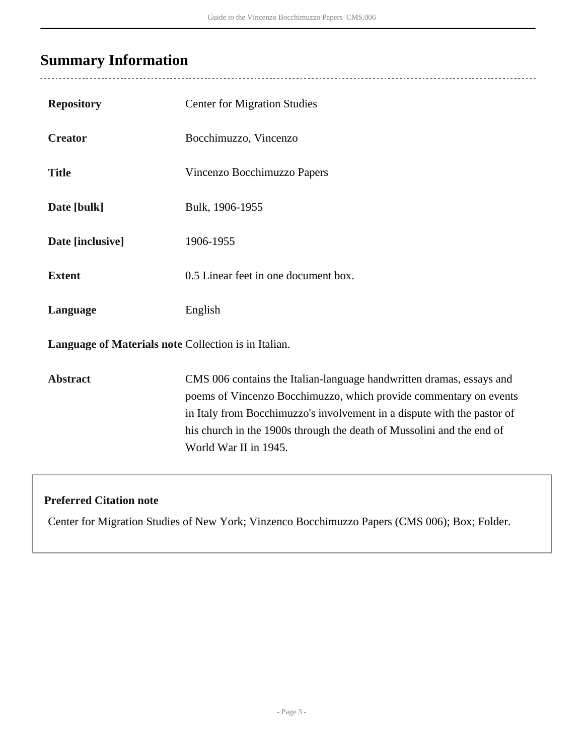## Summary Information

| | |
|---|---|
| **Repository** | Center for Migration Studies |
| **Creator** | Bocchimuzzo, Vincenzo |
| **Title** | Vincenzo Bocchimuzzo Papers |
| **Date [bulk]** | Bulk, 1906-1955 |
| **Date [inclusive]** | 1906-1955 |
| **Extent** | 0.5 Linear feet in one document box. |
| **Language** | English |
| **Language of Materials note** | Collection is in Italian. |
| **Abstract** | CMS 006 contains the Italian-language handwritten dramas, essays and poems of Vincenzo Bocchimuzzo, which provide commentary on events in Italy from Bocchimuzzo's involvement in a dispute with the pastor of his church in the 1900s through the death of Mussolini and the end of World War II in 1945. |

**Preferred Citation note**

Center for Migration Studies of New York; Vinzenco Bocchimuzzo Papers (CMS 006); Box; Folder.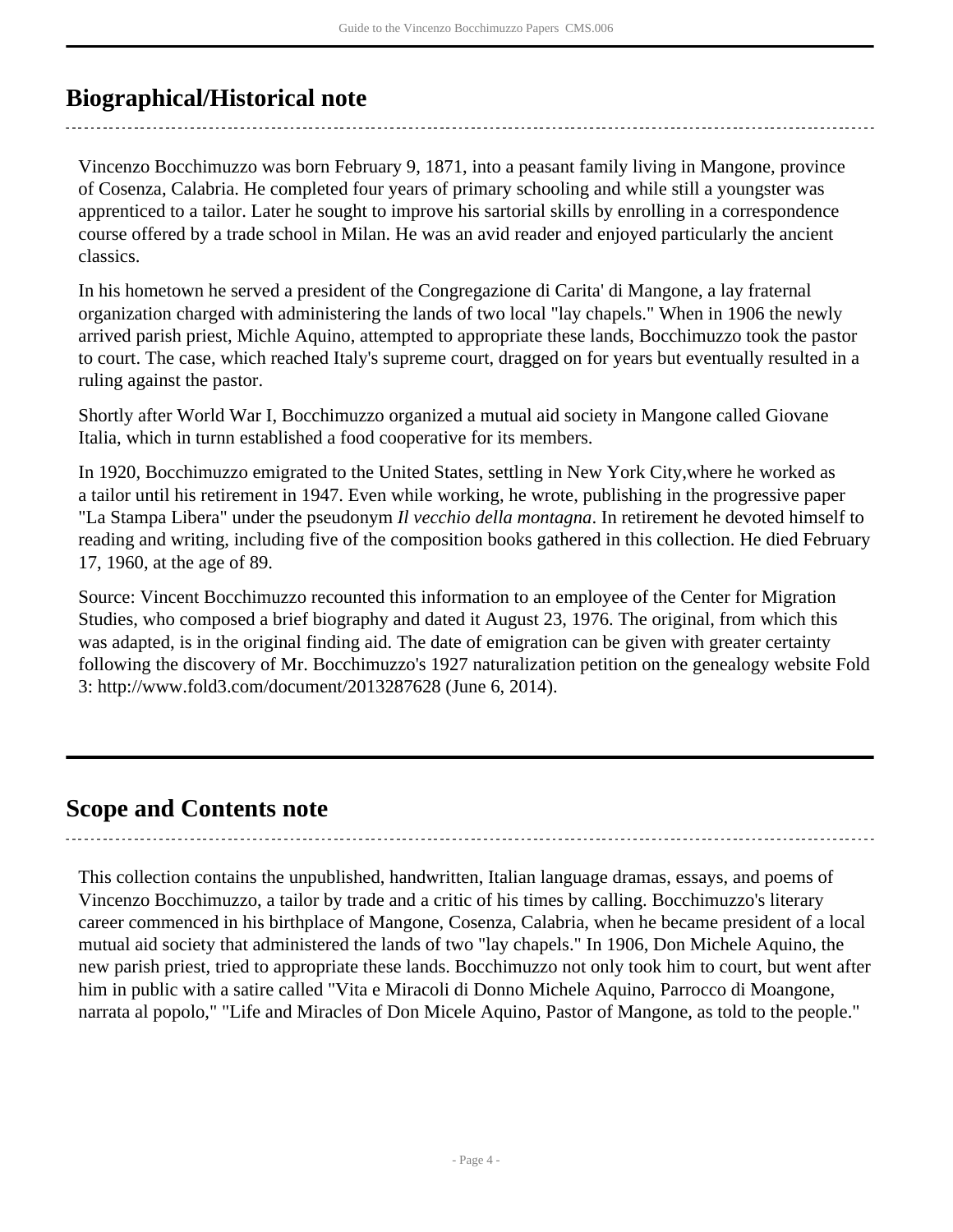## Biographical/Historical note

Vincenzo Bocchimuzzo was born February 9, 1871, into a peasant family living in Mangone, province of Cosenza, Calabria. He completed four years of primary schooling and while still a youngster was apprenticed to a tailor. Later he sought to improve his sartorial skills by enrolling in a correspondence course offered by a trade school in Milan. He was an avid reader and enjoyed particularly the ancient classics.

In his hometown he served a president of the Congregazione di Carita' di Mangone, a lay fraternal organization charged with administering the lands of two local "lay chapels." When in 1906 the newly arrived parish priest, Michle Aquino, attempted to appropriate these lands, Bocchimuzzo took the pastor to court. The case, which reached Italy's supreme court, dragged on for years but eventually resulted in a ruling against the pastor.

Shortly after World War I, Bocchimuzzo organized a mutual aid society in Mangone called Giovane Italia, which in turnn established a food cooperative for its members.

In 1920, Bocchimuzzo emigrated to the United States, settling in New York City,where he worked as a tailor until his retirement in 1947. Even while working, he wrote, publishing in the progressive paper "La Stampa Libera" under the pseudonym *Il vecchio della montagna*. In retirement he devoted himself to reading and writing, including five of the composition books gathered in this collection. He died February 17, 1960, at the age of 89.

Source: Vincent Bocchimuzzo recounted this information to an employee of the Center for Migration Studies, who composed a brief biography and dated it August 23, 1976. The original, from which this was adapted, is in the original finding aid. The date of emigration can be given with greater certainty following the discovery of Mr. Bocchimuzzo's 1927 naturalization petition on the genealogy website Fold 3: http://www.fold3.com/document/2013287628 (June 6, 2014).

## Scope and Contents note

This collection contains the unpublished, handwritten, Italian language dramas, essays, and poems of Vincenzo Bocchimuzzo, a tailor by trade and a critic of his times by calling. Bocchimuzzo's literary career commenced in his birthplace of Mangone, Cosenza, Calabria, when he became president of a local mutual aid society that administered the lands of two "lay chapels." In 1906, Don Michele Aquino, the new parish priest, tried to appropriate these lands. Bocchimuzzo not only took him to court, but went after him in public with a satire called "Vita e Miracoli di Donno Michele Aquino, Parrocco di Moangone, narrata al popolo," "Life and Miracles of Don Micele Aquino, Pastor of Mangone, as told to the people."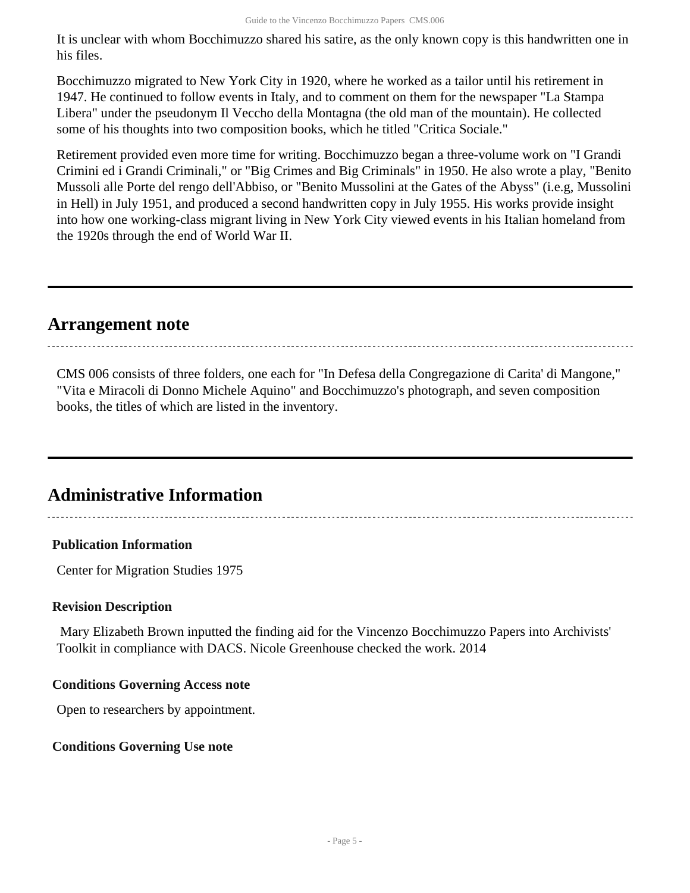It is unclear with whom Bocchimuzzo shared his satire, as the only known copy is this handwritten one in his files.

Bocchimuzzo migrated to New York City in 1920, where he worked as a tailor until his retirement in 1947. He continued to follow events in Italy, and to comment on them for the newspaper "La Stampa Libera" under the pseudonym Il Vecchо della Montagna (the old man of the mountain). He collected some of his thoughts into two composition books, which he titled "Critica Sociale."

Retirement provided even more time for writing. Bocchimuzzo began a three-volume work on "I Grandi Crimini ed i Grandi Criminali," or "Big Crimes and Big Criminals" in 1950. He also wrote a play, "Benito Mussoli alle Porte del rengo dell'Abbiso, or "Benito Mussolini at the Gates of the Abyss" (i.e.g, Mussolini in Hell) in July 1951, and produced a second handwritten copy in July 1955. His works provide insight into how one working-class migrant living in New York City viewed events in his Italian homeland from the 1920s through the end of World War II.

## Arrangement note

CMS 006 consists of three folders, one each for "In Defesa della Congregazione di Carita' di Mangone," "Vita e Miracoli di Donno Michele Aquino" and Bocchimuzzo's photograph, and seven composition books, the titles of which are listed in the inventory.

## Administrative Information

### Publication Information

Center for Migration Studies 1975

### Revision Description

Mary Elizabeth Brown inputted the finding aid for the Vincenzo Bocchimuzzo Papers into Archivists' Toolkit in compliance with DACS. Nicole Greenhouse checked the work. 2014

### Conditions Governing Access note

Open to researchers by appointment.

### Conditions Governing Use note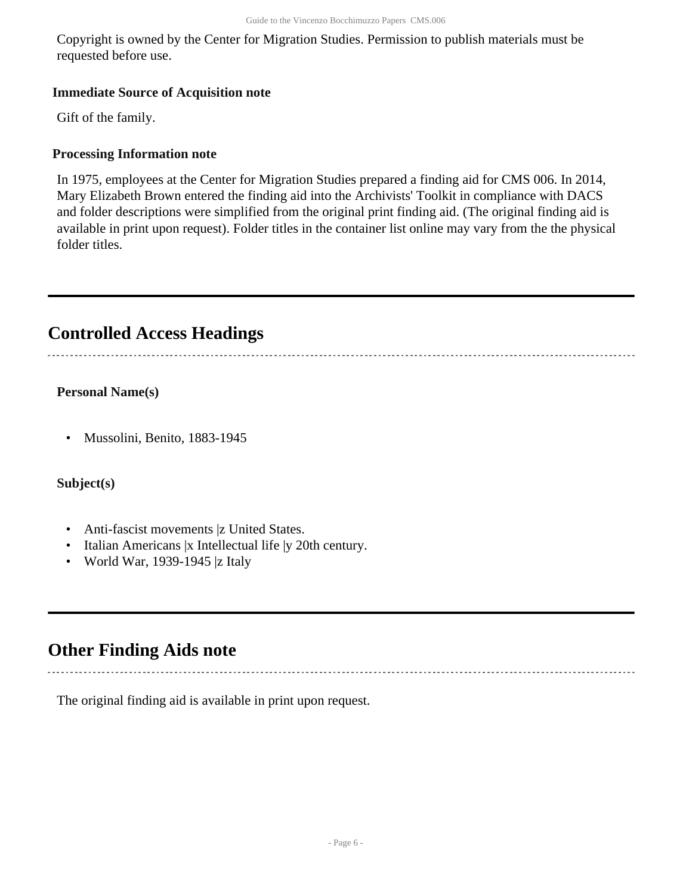Copyright is owned by the Center for Migration Studies. Permission to publish materials must be requested before use.

### Immediate Source of Acquisition note

Gift of the family.

### Processing Information note

In 1975, employees at the Center for Migration Studies prepared a finding aid for CMS 006. In 2014, Mary Elizabeth Brown entered the finding aid into the Archivists' Toolkit in compliance with DACS and folder descriptions were simplified from the original print finding aid. (The original finding aid is available in print upon request). Folder titles in the container list online may vary from the the physical folder titles.

## Controlled Access Headings

**Personal Name(s)**

- Mussolini, Benito, 1883-1945

**Subject(s)**

- Anti-fascist movements |z United States.
- Italian Americans |x Intellectual life |y 20th century.
- World War, 1939-1945 |z Italy

## Other Finding Aids note

The original finding aid is available in print upon request.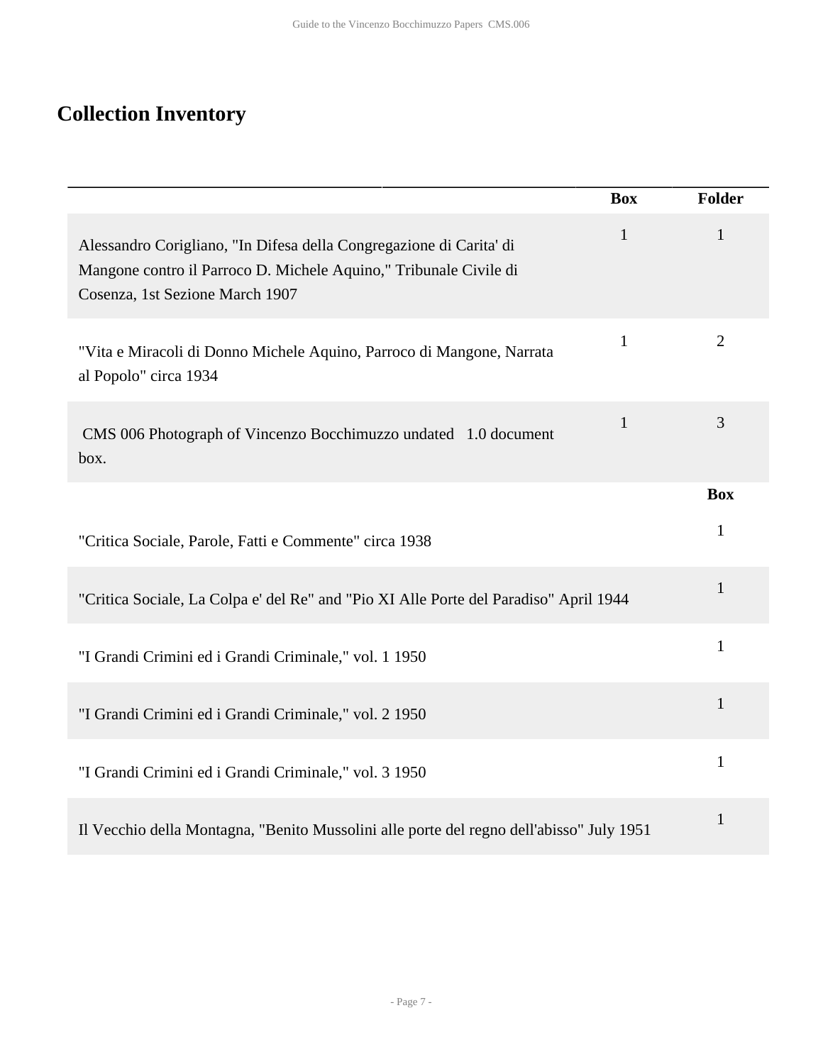## Collection Inventory

| | Box | Folder |
|---|---|---|
| Alessandro Corigliano, "In Difesa della Congregazione di Carita' di Mangone contro il Parroco D. Michele Aquino," Tribunale Civile di Cosenza, 1st Sezione March 1907 | 1 | 1 |
| "Vita e Miracoli di Donno Michele Aquino, Parroco di Mangone, Narrata al Popolo" circa 1934 | 1 | 2 |
| CMS 006 Photograph of Vincenzo Bocchimuzzo undated 1.0 document box. | 1 | 3 |

| | Box |
|---|---|
| "Critica Sociale, Parole, Fatti e Commente" circa 1938 | 1 |
| "Critica Sociale, La Colpa e' del Re" and "Pio XI Alle Porte del Paradiso" April 1944 | 1 |
| "I Grandi Crimini ed i Grandi Criminale," vol. 1 1950 | 1 |
| "I Grandi Crimini ed i Grandi Criminale," vol. 2 1950 | 1 |
| "I Grandi Crimini ed i Grandi Criminale," vol. 3 1950 | 1 |
| Il Vecchio della Montagna, "Benito Mussolini alle porte del regno dell'abisso" July 1951 | 1 |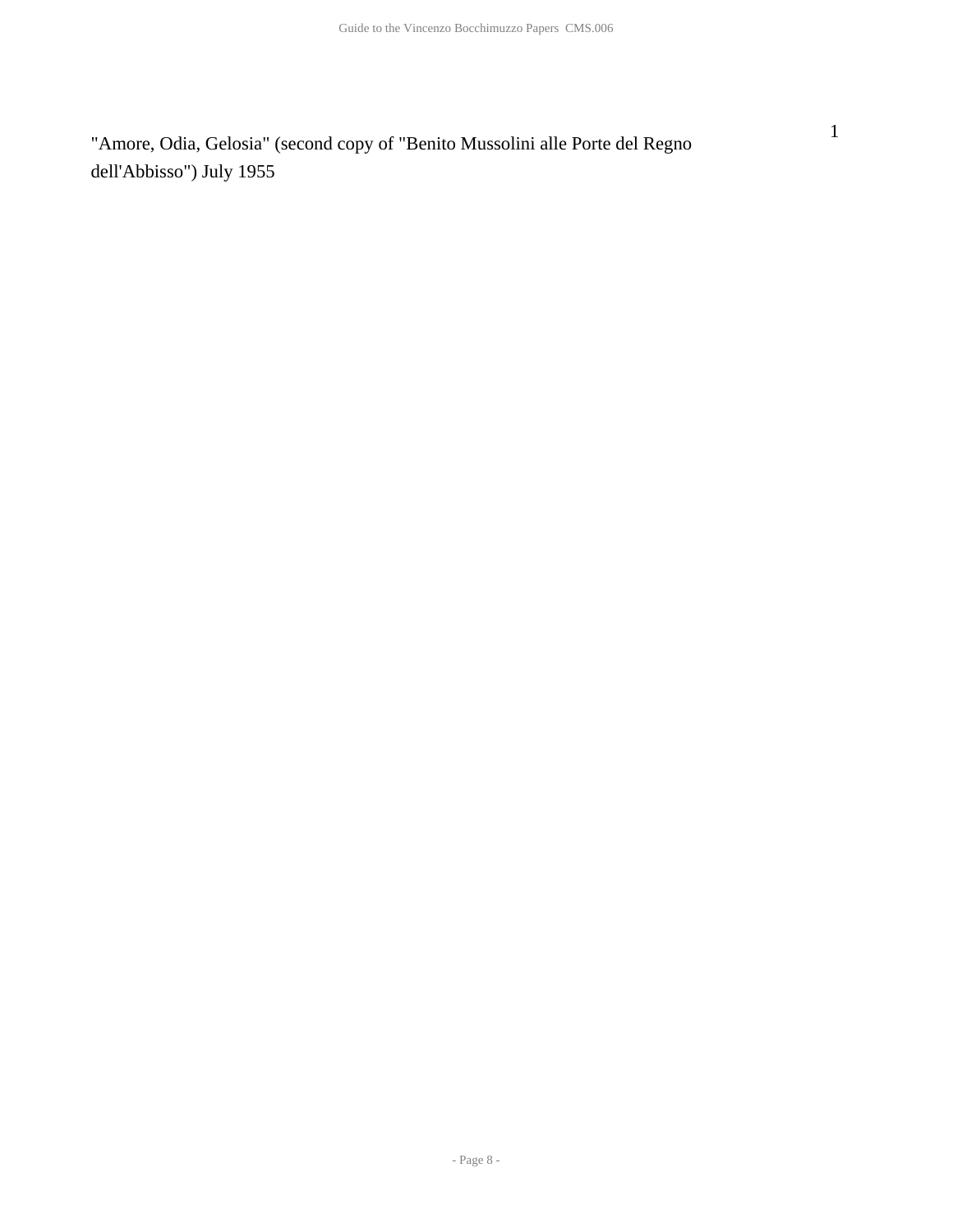"Amore, Odia, Gelosia" (second copy of "Benito Mussolini alle Porte del Regno dell'Abbisso") July 1955 | 1